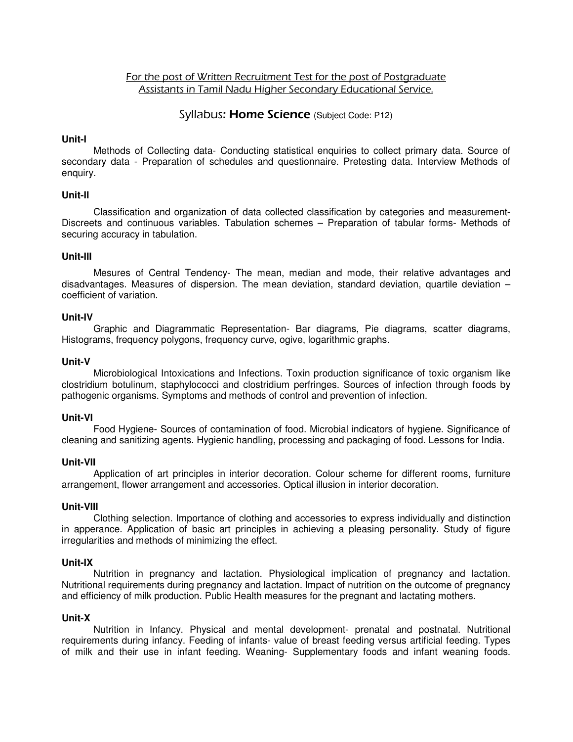For the post of Written Recruitment Test for the post of Postgraduate Assistants in Tamil Nadu Higher Secondary Educational Service.

## Syllabus: **Home Science** (Subject Code: P12)

**Unit-I**

Methods of Collecting data- Conducting statistical enquiries to collect primary data. Source of secondary data - Preparation of schedules and questionnaire. Pretesting data. Interview Methods of enquiry.

**Unit-II**

Classification and organization of data collected classification by categories and measurement- Discreets and continuous variables. Tabulation schemes – Preparation of tabular forms- Methods of securing accuracy in tabulation.

**Unit-III**

Mesures of Central Tendency- The mean, median and mode, their relative advantages and disadvantages. Measures of dispersion. The mean deviation, standard deviation, quartile deviation – coefficient of variation.

**Unit-IV**

Graphic and Diagrammatic Representation- Bar diagrams, Pie diagrams, scatter diagrams, Histograms, frequency polygons, frequency curve, ogive, logarithmic graphs.

**Unit-V**

Microbiological Intoxications and Infections. Toxin production significance of toxic organism like clostridium botulinum, staphylococci and clostridium perfringes. Sources of infection through foods by pathogenic organisms. Symptoms and methods of control and prevention of infection.

**Unit-VI**

Food Hygiene- Sources of contamination of food. Microbial indicators of hygiene. Significance of cleaning and sanitizing agents. Hygienic handling, processing and packaging of food. Lessons for India.

**Unit-VII**

Application of art principles in interior decoration. Colour scheme for different rooms, furniture arrangement, flower arrangement and accessories. Optical illusion in interior decoration.

**Unit-VIII**

Clothing selection. Importance of clothing and accessories to express individually and distinction in apperance. Application of basic art principles in achieving a pleasing personality. Study of figure irregularities and methods of minimizing the effect.

**Unit-IX**

Nutrition in pregnancy and lactation. Physiological implication of pregnancy and lactation. Nutritional requirements during pregnancy and lactation. Impact of nutrition on the outcome of pregnancy and efficiency of milk production. Public Health measures for the pregnant and lactating mothers.

**Unit-X**

Nutrition in Infancy. Physical and mental development- prenatal and postnatal. Nutritional requirements during infancy. Feeding of infants- value of breast feeding versus artificial feeding. Types of milk and their use in infant feeding. Weaning- Supplementary foods and infant weaning foods.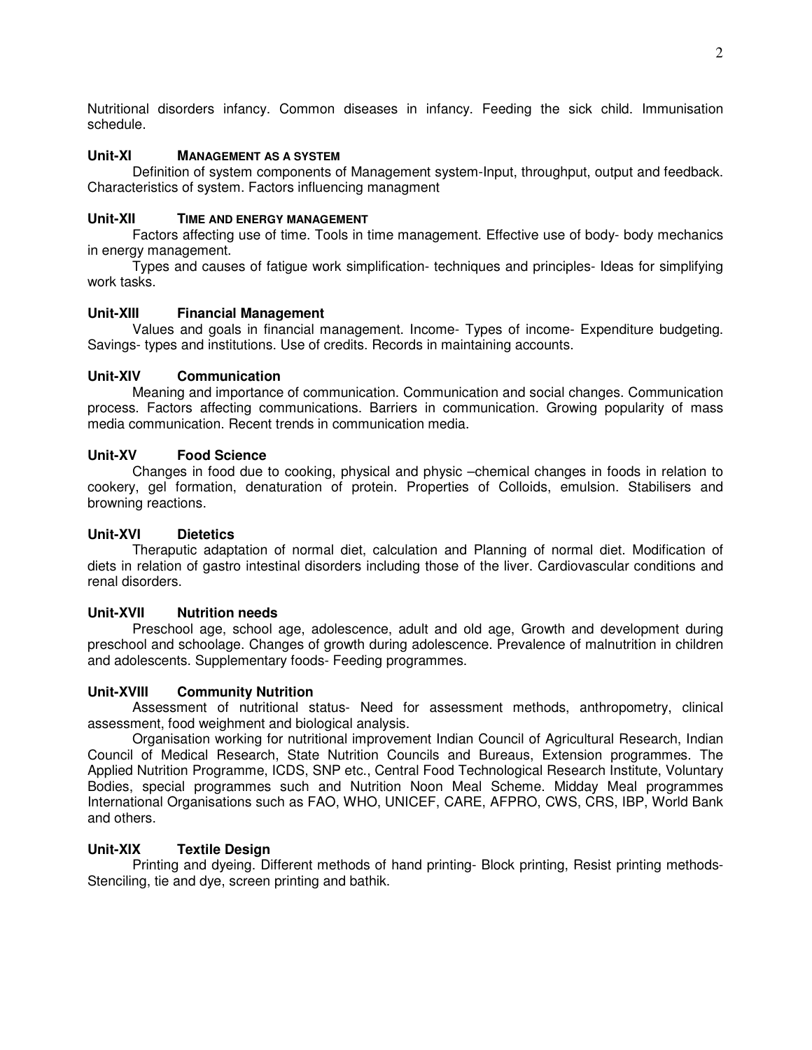Nutritional disorders infancy. Common diseases in infancy. Feeding the sick child. Immunisation schedule.

**Unit-XI MANAGEMENT AS A SYSTEM**

Definition of system components of Management system-Input, throughput, output and feedback. Characteristics of system. Factors influencing managment

**Unit-XII TIME AND ENERGY MANAGEMENT**

Factors affecting use of time. Tools in time management. Effective use of body- body mechanics in energy management.

Types and causes of fatigue work simplification- techniques and principles- Ideas for simplifying work tasks.

**Unit-XIII Financial Management**

Values and goals in financial management. Income- Types of income- Expenditure budgeting. Savings- types and institutions. Use of credits. Records in maintaining accounts.

**Unit-XIV Communication**

Meaning and importance of communication. Communication and social changes. Communication process. Factors affecting communications. Barriers in communication. Growing popularity of mass media communication. Recent trends in communication media.

**Unit-XV Food Science**

Changes in food due to cooking, physical and physic –chemical changes in foods in relation to cookery, gel formation, denaturation of protein. Properties of Colloids, emulsion. Stabilisers and browning reactions.

**Unit-XVI Dietetics**

Theraputic adaptation of normal diet, calculation and Planning of normal diet. Modification of diets in relation of gastro intestinal disorders including those of the liver. Cardiovascular conditions and renal disorders.

**Unit-XVII Nutrition needs**

Preschool age, school age, adolescence, adult and old age, Growth and development during preschool and schoolage. Changes of growth during adolescence. Prevalence of malnutrition in children and adolescents. Supplementary foods- Feeding programmes.

**Unit-XVIII Community Nutrition**

Assessment of nutritional status- Need for assessment methods, anthropometry, clinical assessment, food weighment and biological analysis.

Organisation working for nutritional improvement Indian Council of Agricultural Research, Indian Council of Medical Research, State Nutrition Councils and Bureaus, Extension programmes. The Applied Nutrition Programme, ICDS, SNP etc., Central Food Technological Research Institute, Voluntary Bodies, special programmes such and Nutrition Noon Meal Scheme. Midday Meal programmes International Organisations such as FAO, WHO, UNICEF, CARE, AFPRO, CWS, CRS, IBP, World Bank and others.

**Unit-XIX Textile Design**

Printing and dyeing. Different methods of hand printing- Block printing, Resist printing methods-Stenciling, tie and dye, screen printing and bathik.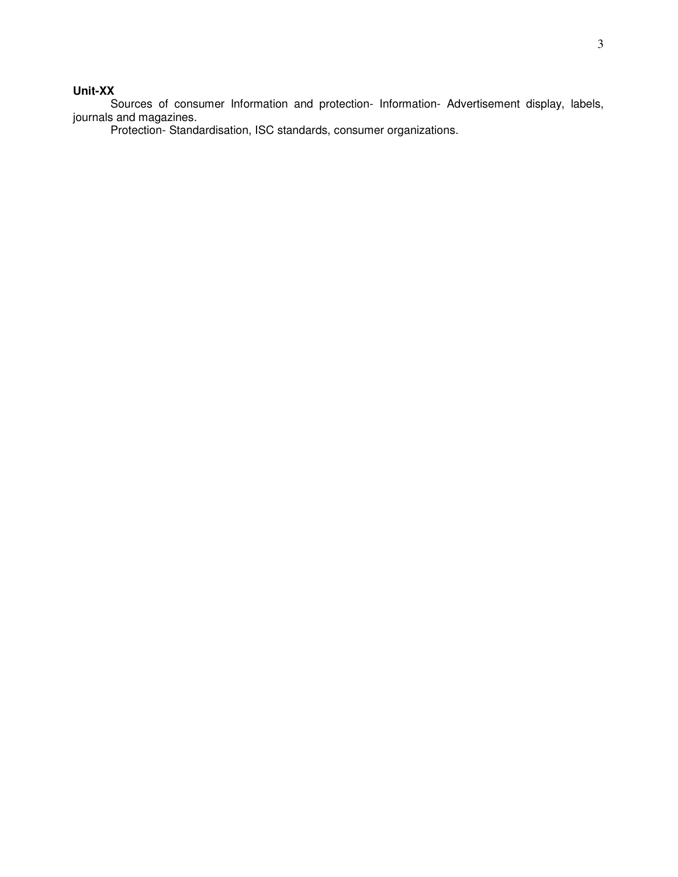**Unit-XX**

Sources of consumer Information and protection- Information- Advertisement display, labels, journals and magazines.

Protection- Standardisation, ISC standards, consumer organizations.